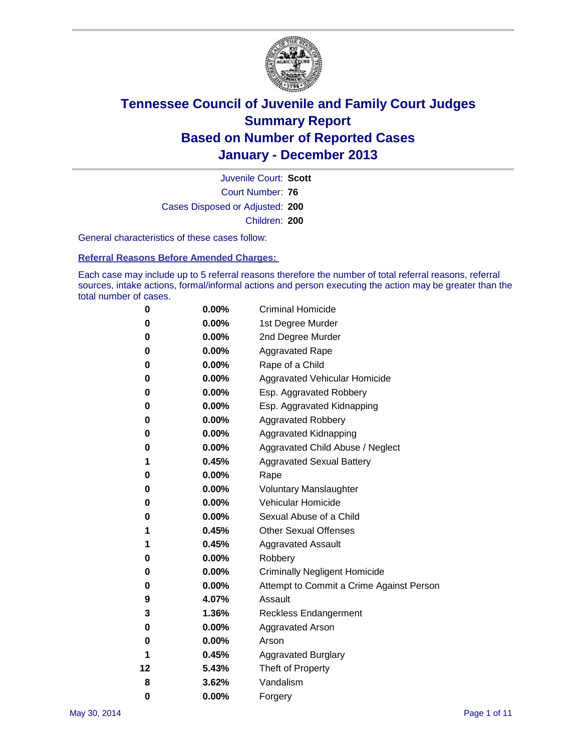# Tennessee Council of Juvenile and Family Court Judges
# Summary Report
# Based on Number of Reported Cases
# January - December 2013

Juvenile Court: **Scott**
Court Number: **76**
Cases Disposed or Adjusted: **200**
Children: **200**

General characteristics of these cases follow:

**Referral Reasons Before Amended Charges:**

Each case may include up to 5 referral reasons therefore the number of total referral reasons, referral sources, intake actions, formal/informal actions and person executing the action may be greater than the total number of cases.

| | | |
|---|---|---|
| 0 | 0.00% | Criminal Homicide |
| 0 | 0.00% | 1st Degree Murder |
| 0 | 0.00% | 2nd Degree Murder |
| 0 | 0.00% | Aggravated Rape |
| 0 | 0.00% | Rape of a Child |
| 0 | 0.00% | Aggravated Vehicular Homicide |
| 0 | 0.00% | Esp. Aggravated Robbery |
| 0 | 0.00% | Esp. Aggravated Kidnapping |
| 0 | 0.00% | Aggravated Robbery |
| 0 | 0.00% | Aggravated Kidnapping |
| 0 | 0.00% | Aggravated Child Abuse / Neglect |
| 1 | 0.45% | Aggravated Sexual Battery |
| 0 | 0.00% | Rape |
| 0 | 0.00% | Voluntary Manslaughter |
| 0 | 0.00% | Vehicular Homicide |
| 0 | 0.00% | Sexual Abuse of a Child |
| 1 | 0.45% | Other Sexual Offenses |
| 1 | 0.45% | Aggravated Assault |
| 0 | 0.00% | Robbery |
| 0 | 0.00% | Criminally Negligent Homicide |
| 0 | 0.00% | Attempt to Commit a Crime Against Person |
| 9 | 4.07% | Assault |
| 3 | 1.36% | Reckless Endangerment |
| 0 | 0.00% | Aggravated Arson |
| 0 | 0.00% | Arson |
| 1 | 0.45% | Aggravated Burglary |
| 12 | 5.43% | Theft of Property |
| 8 | 3.62% | Vandalism |
| 0 | 0.00% | Forgery |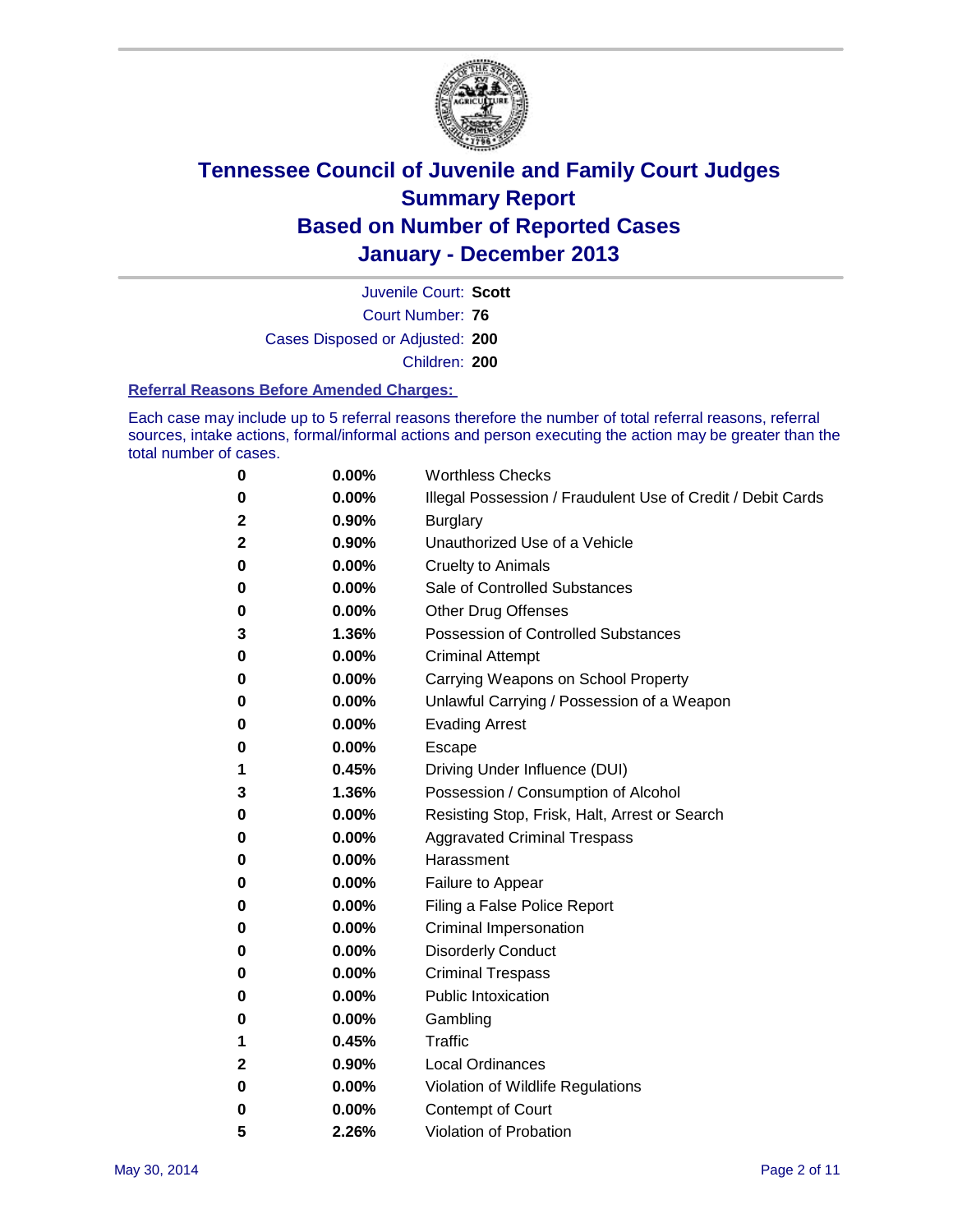# Tennessee Council of Juvenile and Family Court Judges
# Summary Report
# Based on Number of Reported Cases
# January - December 2013

Juvenile Court: **Scott**

Court Number: **76**

Cases Disposed or Adjusted: **200**

Children: **200**

### Referral Reasons Before Amended Charges:

Each case may include up to 5 referral reasons therefore the number of total referral reasons, referral sources, intake actions, formal/informal actions and person executing the action may be greater than the total number of cases.

| Count | Percent | Referral Reason |
|---|---|---|
| 0 | 0.00% | Worthless Checks |
| 0 | 0.00% | Illegal Possession / Fraudulent Use of Credit / Debit Cards |
| 2 | 0.90% | Burglary |
| 2 | 0.90% | Unauthorized Use of a Vehicle |
| 0 | 0.00% | Cruelty to Animals |
| 0 | 0.00% | Sale of Controlled Substances |
| 0 | 0.00% | Other Drug Offenses |
| 3 | 1.36% | Possession of Controlled Substances |
| 0 | 0.00% | Criminal Attempt |
| 0 | 0.00% | Carrying Weapons on School Property |
| 0 | 0.00% | Unlawful Carrying / Possession of a Weapon |
| 0 | 0.00% | Evading Arrest |
| 0 | 0.00% | Escape |
| 1 | 0.45% | Driving Under Influence (DUI) |
| 3 | 1.36% | Possession / Consumption of Alcohol |
| 0 | 0.00% | Resisting Stop, Frisk, Halt, Arrest or Search |
| 0 | 0.00% | Aggravated Criminal Trespass |
| 0 | 0.00% | Harassment |
| 0 | 0.00% | Failure to Appear |
| 0 | 0.00% | Filing a False Police Report |
| 0 | 0.00% | Criminal Impersonation |
| 0 | 0.00% | Disorderly Conduct |
| 0 | 0.00% | Criminal Trespass |
| 0 | 0.00% | Public Intoxication |
| 0 | 0.00% | Gambling |
| 1 | 0.45% | Traffic |
| 2 | 0.90% | Local Ordinances |
| 0 | 0.00% | Violation of Wildlife Regulations |
| 0 | 0.00% | Contempt of Court |
| 5 | 2.26% | Violation of Probation |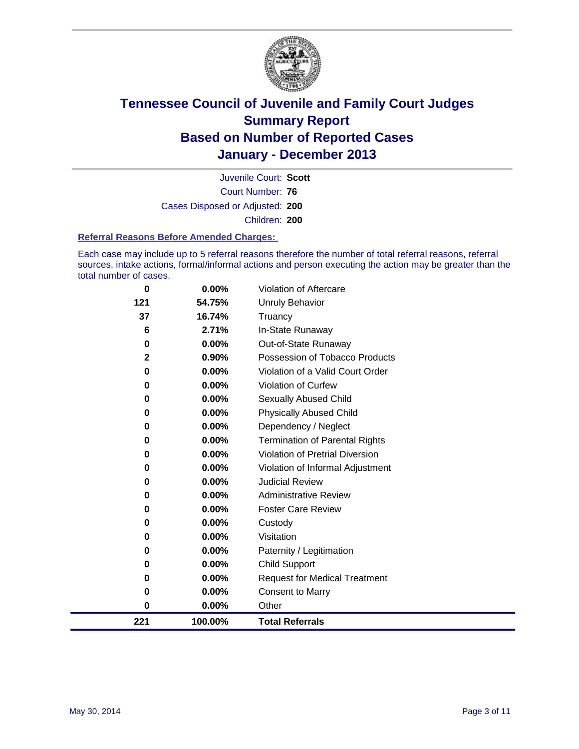# Tennessee Council of Juvenile and Family Court Judges
## Summary Report
## Based on Number of Reported Cases
## January - December 2013

Juvenile Court: **Scott**
Court Number: **76**
Cases Disposed or Adjusted: **200**
Children: **200**

### Referral Reasons Before Amended Charges:

Each case may include up to 5 referral reasons therefore the number of total referral reasons, referral sources, intake actions, formal/informal actions and person executing the action may be greater than the total number of cases.

| Count | Percent | Referral Reason |
|---|---|---|
| 0 | 0.00% | Violation of Aftercare |
| 121 | 54.75% | Unruly Behavior |
| 37 | 16.74% | Truancy |
| 6 | 2.71% | In-State Runaway |
| 0 | 0.00% | Out-of-State Runaway |
| 2 | 0.90% | Possession of Tobacco Products |
| 0 | 0.00% | Violation of a Valid Court Order |
| 0 | 0.00% | Violation of Curfew |
| 0 | 0.00% | Sexually Abused Child |
| 0 | 0.00% | Physically Abused Child |
| 0 | 0.00% | Dependency / Neglect |
| 0 | 0.00% | Termination of Parental Rights |
| 0 | 0.00% | Violation of Pretrial Diversion |
| 0 | 0.00% | Violation of Informal Adjustment |
| 0 | 0.00% | Judicial Review |
| 0 | 0.00% | Administrative Review |
| 0 | 0.00% | Foster Care Review |
| 0 | 0.00% | Custody |
| 0 | 0.00% | Visitation |
| 0 | 0.00% | Paternity / Legitimation |
| 0 | 0.00% | Child Support |
| 0 | 0.00% | Request for Medical Treatment |
| 0 | 0.00% | Consent to Marry |
| 0 | 0.00% | Other |
| **221** | **100.00%** | **Total Referrals** |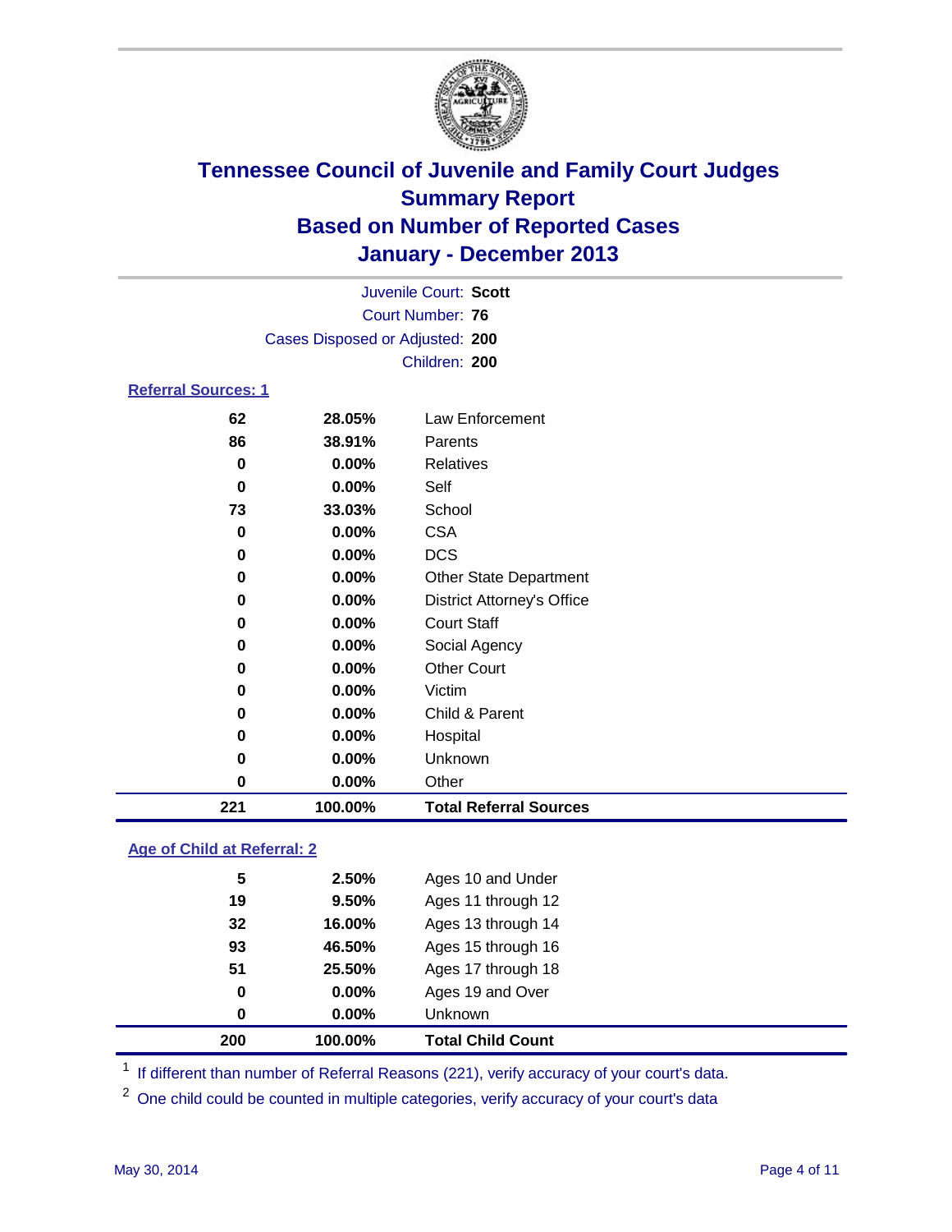# Tennessee Council of Juvenile and Family Court Judges
## Summary Report
## Based on Number of Reported Cases
## January - December 2013

Juvenile Court: **Scott**
Court Number: **76**
Cases Disposed or Adjusted: **200**
Children: **200**

### Referral Sources: 1

| Count | Percent | Source |
|---|---|---|
| 62 | 28.05% | Law Enforcement |
| 86 | 38.91% | Parents |
| 0 | 0.00% | Relatives |
| 0 | 0.00% | Self |
| 73 | 33.03% | School |
| 0 | 0.00% | CSA |
| 0 | 0.00% | DCS |
| 0 | 0.00% | Other State Department |
| 0 | 0.00% | District Attorney's Office |
| 0 | 0.00% | Court Staff |
| 0 | 0.00% | Social Agency |
| 0 | 0.00% | Other Court |
| 0 | 0.00% | Victim |
| 0 | 0.00% | Child & Parent |
| 0 | 0.00% | Hospital |
| 0 | 0.00% | Unknown |
| 0 | 0.00% | Other |
| **221** | **100.00%** | **Total Referral Sources** |

### Age of Child at Referral: 2

| Count | Percent | Age |
|---|---|---|
| 5 | 2.50% | Ages 10 and Under |
| 19 | 9.50% | Ages 11 through 12 |
| 32 | 16.00% | Ages 13 through 14 |
| 93 | 46.50% | Ages 15 through 16 |
| 51 | 25.50% | Ages 17 through 18 |
| 0 | 0.00% | Ages 19 and Over |
| 0 | 0.00% | Unknown |
| **200** | **100.00%** | **Total Child Count** |

[1] If different than number of Referral Reasons (221), verify accuracy of your court's data.

[2] One child could be counted in multiple categories, verify accuracy of your court's data

May 30, 2014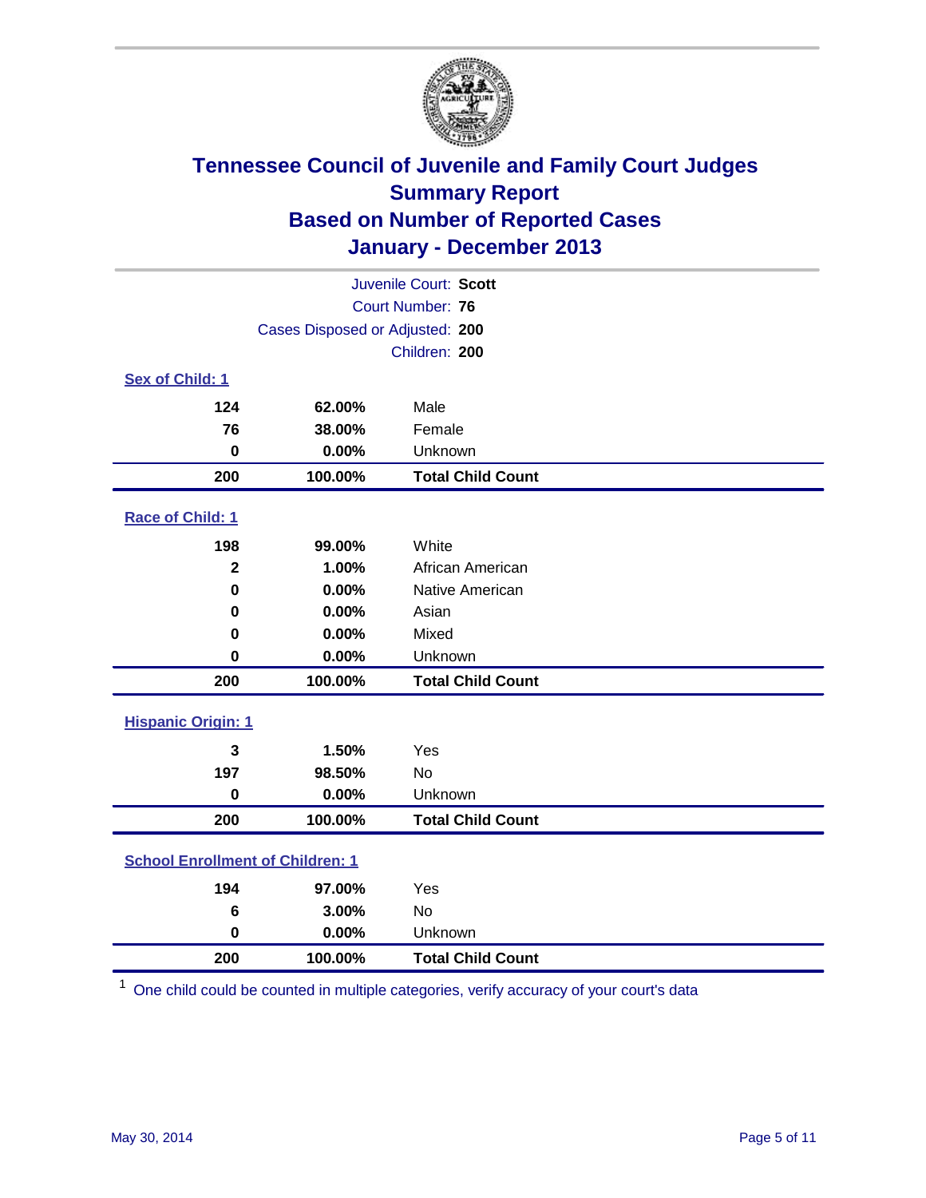# Tennessee Council of Juvenile and Family Court Judges
## Summary Report
## Based on Number of Reported Cases
## January - December 2013

Juvenile Court: **Scott**

Court Number: **76**

Cases Disposed or Adjusted: **200**

Children: **200**

**Sex of Child: 1**

| | | |
|---|---|---|
| 124 | 62.00% | Male |
| 76 | 38.00% | Female |
| 0 | 0.00% | Unknown |
| **200** | **100.00%** | **Total Child Count** |

**Race of Child: 1**

| | | |
|---|---|---|
| 198 | 99.00% | White |
| 2 | 1.00% | African American |
| 0 | 0.00% | Native American |
| 0 | 0.00% | Asian |
| 0 | 0.00% | Mixed |
| 0 | 0.00% | Unknown |
| **200** | **100.00%** | **Total Child Count** |

**Hispanic Origin: 1**

| | | |
|---|---|---|
| 3 | 1.50% | Yes |
| 197 | 98.50% | No |
| 0 | 0.00% | Unknown |
| **200** | **100.00%** | **Total Child Count** |

**School Enrollment of Children: 1**

| | | |
|---|---|---|
| 194 | 97.00% | Yes |
| 6 | 3.00% | No |
| 0 | 0.00% | Unknown |
| **200** | **100.00%** | **Total Child Count** |

[1] One child could be counted in multiple categories, verify accuracy of your court's data

May 30, 2014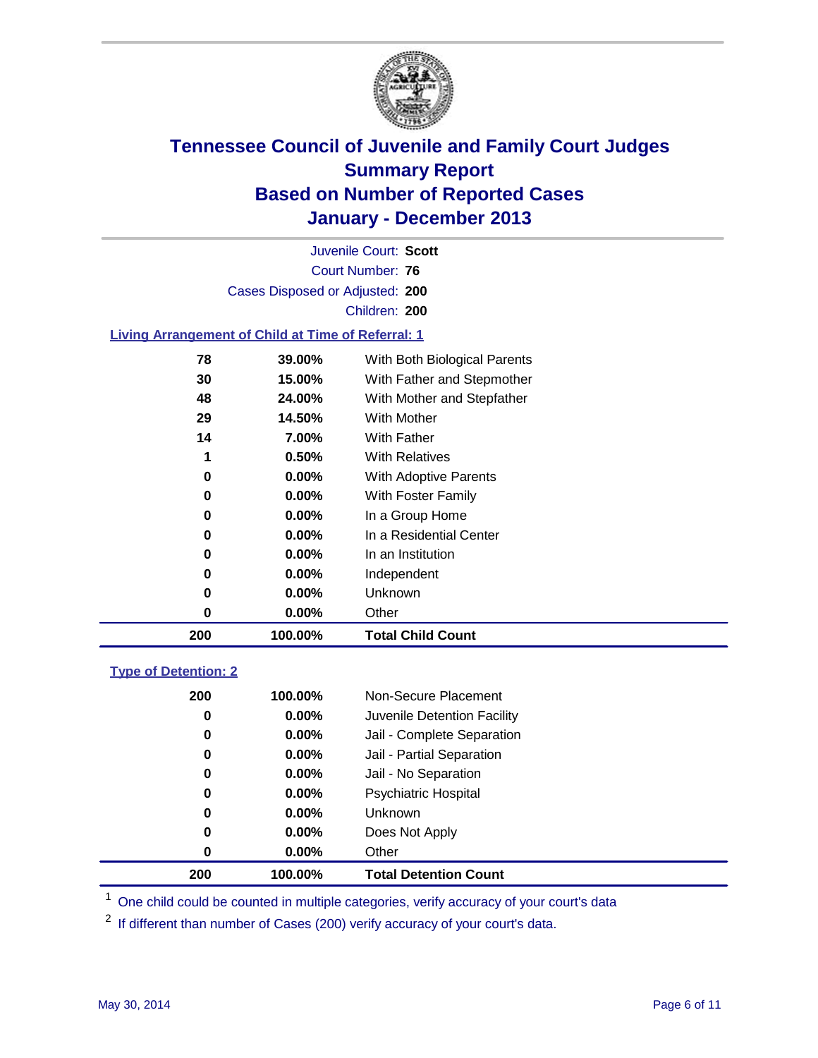# Tennessee Council of Juvenile and Family Court Judges
## Summary Report
## Based on Number of Reported Cases
## January - December 2013

Juvenile Court: **Scott**
Court Number: **76**
Cases Disposed or Adjusted: **200**
Children: **200**

### Living Arrangement of Child at Time of Referral: 1

| Count | Percent | Category |
|---|---|---|
| 78 | 39.00% | With Both Biological Parents |
| 30 | 15.00% | With Father and Stepmother |
| 48 | 24.00% | With Mother and Stepfather |
| 29 | 14.50% | With Mother |
| 14 | 7.00% | With Father |
| 1 | 0.50% | With Relatives |
| 0 | 0.00% | With Adoptive Parents |
| 0 | 0.00% | With Foster Family |
| 0 | 0.00% | In a Group Home |
| 0 | 0.00% | In a Residential Center |
| 0 | 0.00% | In an Institution |
| 0 | 0.00% | Independent |
| 0 | 0.00% | Unknown |
| 0 | 0.00% | Other |
| **200** | **100.00%** | **Total Child Count** |

### Type of Detention: 2

| Count | Percent | Category |
|---|---|---|
| 200 | 100.00% | Non-Secure Placement |
| 0 | 0.00% | Juvenile Detention Facility |
| 0 | 0.00% | Jail - Complete Separation |
| 0 | 0.00% | Jail - Partial Separation |
| 0 | 0.00% | Jail - No Separation |
| 0 | 0.00% | Psychiatric Hospital |
| 0 | 0.00% | Unknown |
| 0 | 0.00% | Does Not Apply |
| 0 | 0.00% | Other |
| **200** | **100.00%** | **Total Detention Count** |

[1] One child could be counted in multiple categories, verify accuracy of your court's data

[2] If different than number of Cases (200) verify accuracy of your court's data.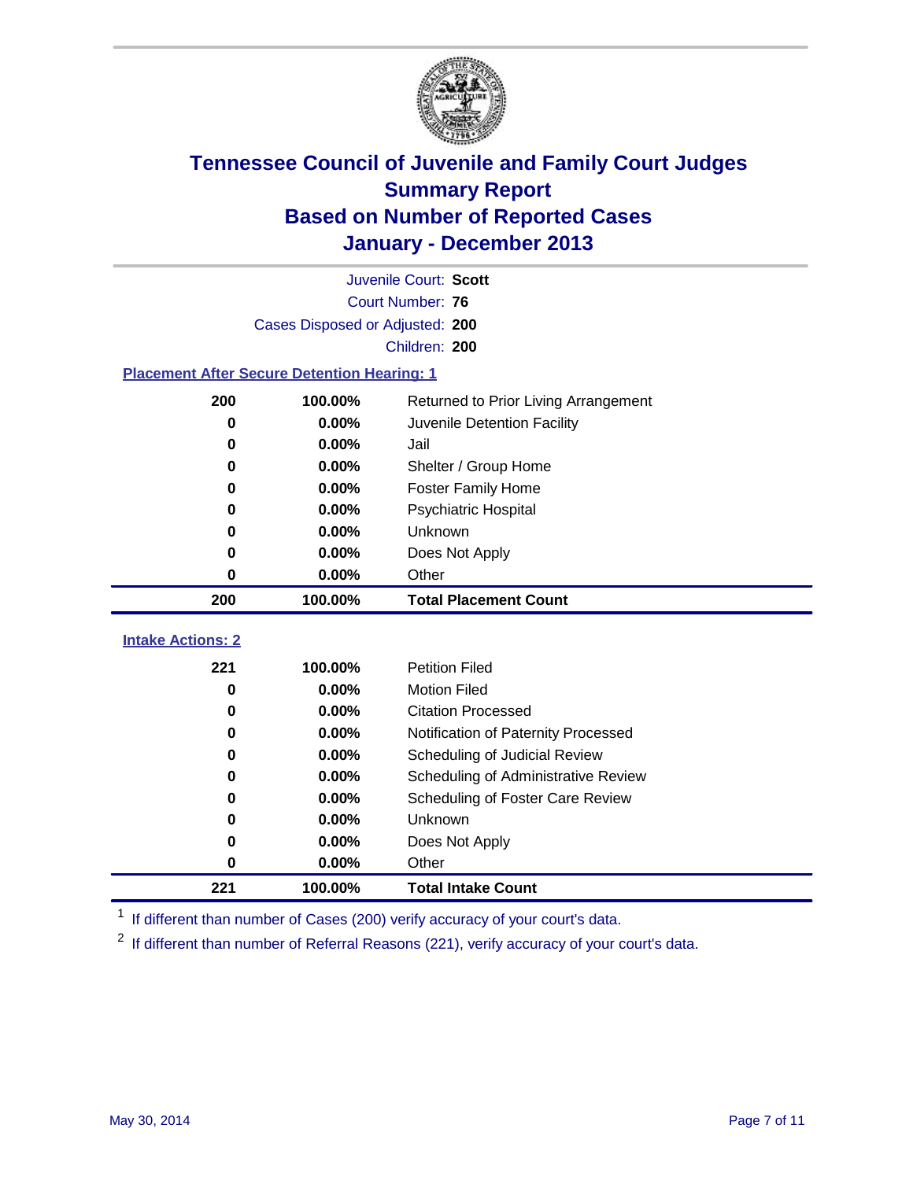# Tennessee Council of Juvenile and Family Court Judges
## Summary Report
## Based on Number of Reported Cases
## January - December 2013

Juvenile Court: **Scott**
Court Number: **76**
Cases Disposed or Adjusted: **200**
Children: **200**

### Placement After Secure Detention Hearing: 1

| Count | Percent | Placement |
|---|---|---|
| 200 | 100.00% | Returned to Prior Living Arrangement |
| 0 | 0.00% | Juvenile Detention Facility |
| 0 | 0.00% | Jail |
| 0 | 0.00% | Shelter / Group Home |
| 0 | 0.00% | Foster Family Home |
| 0 | 0.00% | Psychiatric Hospital |
| 0 | 0.00% | Unknown |
| 0 | 0.00% | Does Not Apply |
| 0 | 0.00% | Other |
| **200** | **100.00%** | **Total Placement Count** |

### Intake Actions: 2

| Count | Percent | Intake Action |
|---|---|---|
| 221 | 100.00% | Petition Filed |
| 0 | 0.00% | Motion Filed |
| 0 | 0.00% | Citation Processed |
| 0 | 0.00% | Notification of Paternity Processed |
| 0 | 0.00% | Scheduling of Judicial Review |
| 0 | 0.00% | Scheduling of Administrative Review |
| 0 | 0.00% | Scheduling of Foster Care Review |
| 0 | 0.00% | Unknown |
| 0 | 0.00% | Does Not Apply |
| 0 | 0.00% | Other |
| **221** | **100.00%** | **Total Intake Count** |

[1] If different than number of Cases (200) verify accuracy of your court's data.

[2] If different than number of Referral Reasons (221), verify accuracy of your court's data.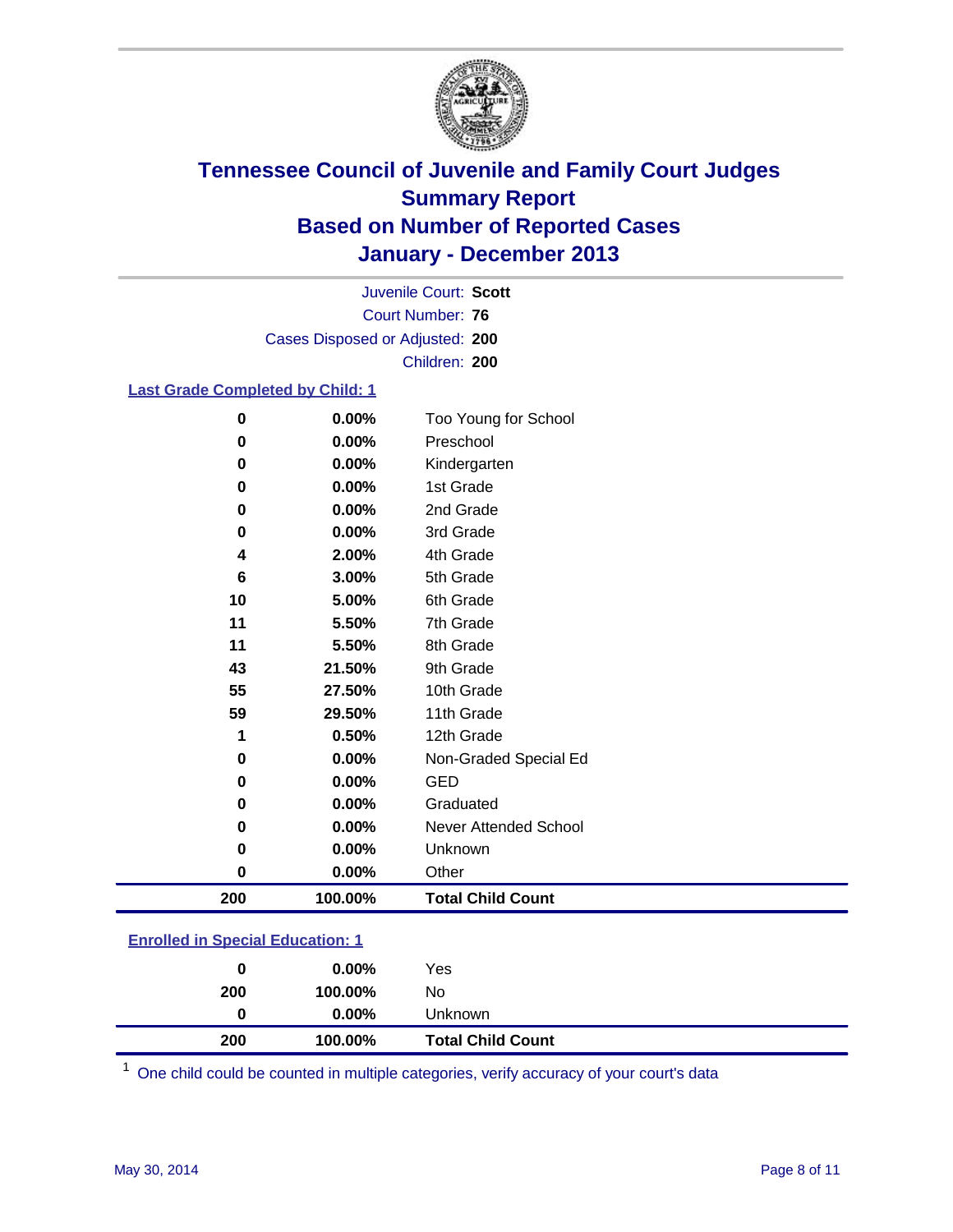# Tennessee Council of Juvenile and Family Court Judges
## Summary Report
## Based on Number of Reported Cases
## January - December 2013

Juvenile Court: **Scott**
Court Number: **76**
Cases Disposed or Adjusted: **200**
Children: **200**

### Last Grade Completed by Child: 1

| Count | Percent | Category |
|---|---|---|
| 0 | 0.00% | Too Young for School |
| 0 | 0.00% | Preschool |
| 0 | 0.00% | Kindergarten |
| 0 | 0.00% | 1st Grade |
| 0 | 0.00% | 2nd Grade |
| 0 | 0.00% | 3rd Grade |
| 4 | 2.00% | 4th Grade |
| 6 | 3.00% | 5th Grade |
| 10 | 5.00% | 6th Grade |
| 11 | 5.50% | 7th Grade |
| 11 | 5.50% | 8th Grade |
| 43 | 21.50% | 9th Grade |
| 55 | 27.50% | 10th Grade |
| 59 | 29.50% | 11th Grade |
| 1 | 0.50% | 12th Grade |
| 0 | 0.00% | Non-Graded Special Ed |
| 0 | 0.00% | GED |
| 0 | 0.00% | Graduated |
| 0 | 0.00% | Never Attended School |
| 0 | 0.00% | Unknown |
| 0 | 0.00% | Other |
| **200** | **100.00%** | **Total Child Count** |

### Enrolled in Special Education: 1

| Count | Percent | Category |
|---|---|---|
| 0 | 0.00% | Yes |
| 200 | 100.00% | No |
| 0 | 0.00% | Unknown |
| **200** | **100.00%** | **Total Child Count** |

[1] One child could be counted in multiple categories, verify accuracy of your court's data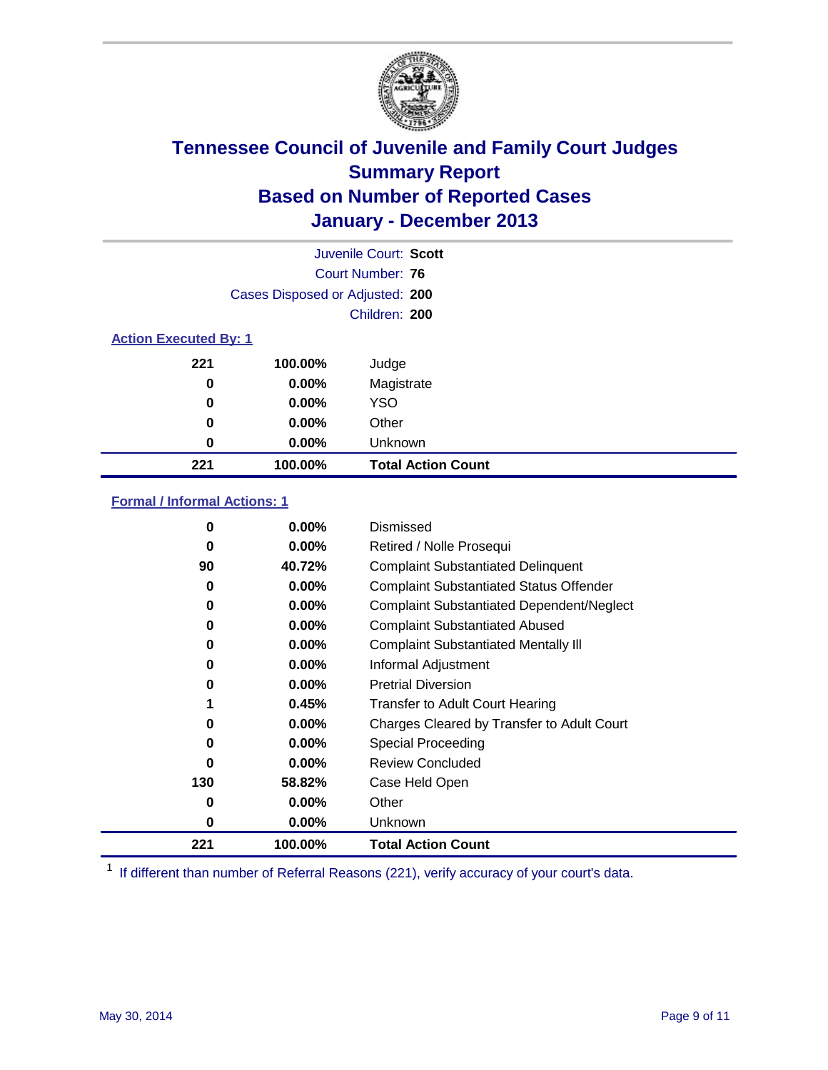# Tennessee Council of Juvenile and Family Court Judges
## Summary Report
## Based on Number of Reported Cases
## January - December 2013

Juvenile Court: **Scott**
Court Number: **76**
Cases Disposed or Adjusted: **200**
Children: **200**

### Action Executed By: 1

| Count | Percent | Action |
|---|---|---|
| 221 | 100.00% | Judge |
| 0 | 0.00% | Magistrate |
| 0 | 0.00% | YSO |
| 0 | 0.00% | Other |
| 0 | 0.00% | Unknown |
| **221** | **100.00%** | **Total Action Count** |

### Formal / Informal Actions: 1

| Count | Percent | Action |
|---|---|---|
| 0 | 0.00% | Dismissed |
| 0 | 0.00% | Retired / Nolle Prosequi |
| 90 | 40.72% | Complaint Substantiated Delinquent |
| 0 | 0.00% | Complaint Substantiated Status Offender |
| 0 | 0.00% | Complaint Substantiated Dependent/Neglect |
| 0 | 0.00% | Complaint Substantiated Abused |
| 0 | 0.00% | Complaint Substantiated Mentally Ill |
| 0 | 0.00% | Informal Adjustment |
| 0 | 0.00% | Pretrial Diversion |
| 1 | 0.45% | Transfer to Adult Court Hearing |
| 0 | 0.00% | Charges Cleared by Transfer to Adult Court |
| 0 | 0.00% | Special Proceeding |
| 0 | 0.00% | Review Concluded |
| 130 | 58.82% | Case Held Open |
| 0 | 0.00% | Other |
| 0 | 0.00% | Unknown |
| **221** | **100.00%** | **Total Action Count** |

[1] If different than number of Referral Reasons (221), verify accuracy of your court's data.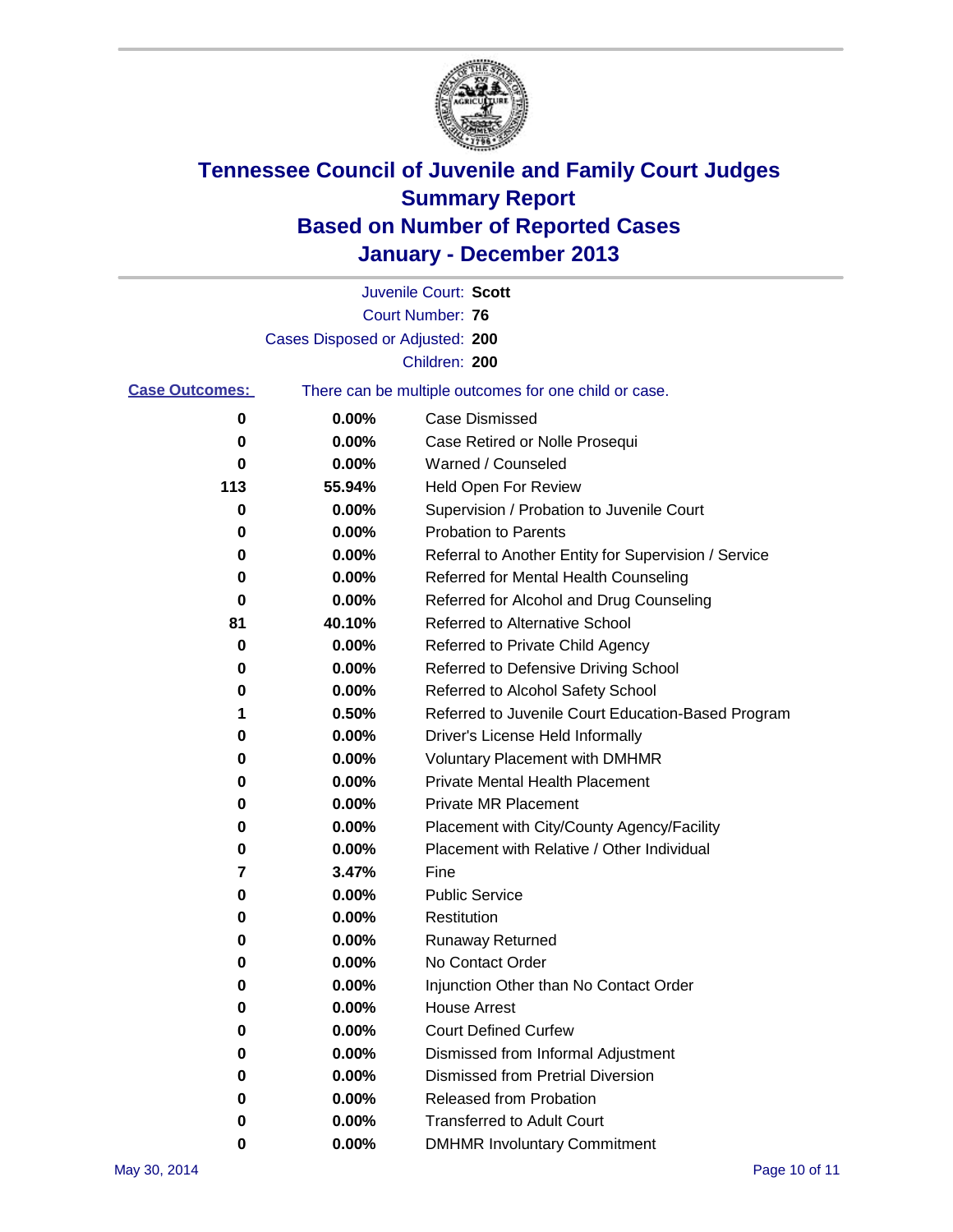# Tennessee Council of Juvenile and Family Court Judges
## Summary Report
## Based on Number of Reported Cases
## January - December 2013

Juvenile Court: **Scott**

Court Number: **76**

Cases Disposed or Adjusted: **200**

Children: **200**

**Case Outcomes:** There can be multiple outcomes for one child or case.

| | | |
|---|---|---|
| 0 | 0.00% | Case Dismissed |
| 0 | 0.00% | Case Retired or Nolle Prosequi |
| 0 | 0.00% | Warned / Counseled |
| 113 | 55.94% | Held Open For Review |
| 0 | 0.00% | Supervision / Probation to Juvenile Court |
| 0 | 0.00% | Probation to Parents |
| 0 | 0.00% | Referral to Another Entity for Supervision / Service |
| 0 | 0.00% | Referred for Mental Health Counseling |
| 0 | 0.00% | Referred for Alcohol and Drug Counseling |
| 81 | 40.10% | Referred to Alternative School |
| 0 | 0.00% | Referred to Private Child Agency |
| 0 | 0.00% | Referred to Defensive Driving School |
| 0 | 0.00% | Referred to Alcohol Safety School |
| 1 | 0.50% | Referred to Juvenile Court Education-Based Program |
| 0 | 0.00% | Driver's License Held Informally |
| 0 | 0.00% | Voluntary Placement with DMHMR |
| 0 | 0.00% | Private Mental Health Placement |
| 0 | 0.00% | Private MR Placement |
| 0 | 0.00% | Placement with City/County Agency/Facility |
| 0 | 0.00% | Placement with Relative / Other Individual |
| 7 | 3.47% | Fine |
| 0 | 0.00% | Public Service |
| 0 | 0.00% | Restitution |
| 0 | 0.00% | Runaway Returned |
| 0 | 0.00% | No Contact Order |
| 0 | 0.00% | Injunction Other than No Contact Order |
| 0 | 0.00% | House Arrest |
| 0 | 0.00% | Court Defined Curfew |
| 0 | 0.00% | Dismissed from Informal Adjustment |
| 0 | 0.00% | Dismissed from Pretrial Diversion |
| 0 | 0.00% | Released from Probation |
| 0 | 0.00% | Transferred to Adult Court |
| 0 | 0.00% | DMHMR Involuntary Commitment |

May 30, 2014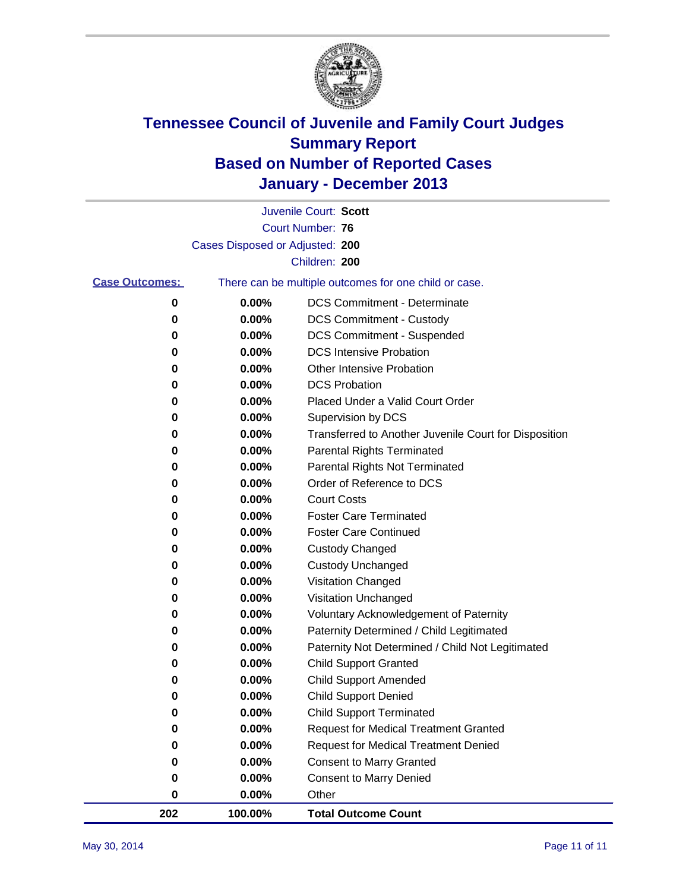# Tennessee Council of Juvenile and Family Court Judges
## Summary Report
## Based on Number of Reported Cases
## January - December 2013

Juvenile Court: **Scott**

Court Number: **76**

Cases Disposed or Adjusted: **200**

Children: **200**

**Case Outcomes:** There can be multiple outcomes for one child or case.

| | | |
|---|---|---|
| 0 | 0.00% | DCS Commitment - Determinate |
| 0 | 0.00% | DCS Commitment - Custody |
| 0 | 0.00% | DCS Commitment - Suspended |
| 0 | 0.00% | DCS Intensive Probation |
| 0 | 0.00% | Other Intensive Probation |
| 0 | 0.00% | DCS Probation |
| 0 | 0.00% | Placed Under a Valid Court Order |
| 0 | 0.00% | Supervision by DCS |
| 0 | 0.00% | Transferred to Another Juvenile Court for Disposition |
| 0 | 0.00% | Parental Rights Terminated |
| 0 | 0.00% | Parental Rights Not Terminated |
| 0 | 0.00% | Order of Reference to DCS |
| 0 | 0.00% | Court Costs |
| 0 | 0.00% | Foster Care Terminated |
| 0 | 0.00% | Foster Care Continued |
| 0 | 0.00% | Custody Changed |
| 0 | 0.00% | Custody Unchanged |
| 0 | 0.00% | Visitation Changed |
| 0 | 0.00% | Visitation Unchanged |
| 0 | 0.00% | Voluntary Acknowledgement of Paternity |
| 0 | 0.00% | Paternity Determined / Child Legitimated |
| 0 | 0.00% | Paternity Not Determined / Child Not Legitimated |
| 0 | 0.00% | Child Support Granted |
| 0 | 0.00% | Child Support Amended |
| 0 | 0.00% | Child Support Denied |
| 0 | 0.00% | Child Support Terminated |
| 0 | 0.00% | Request for Medical Treatment Granted |
| 0 | 0.00% | Request for Medical Treatment Denied |
| 0 | 0.00% | Consent to Marry Granted |
| 0 | 0.00% | Consent to Marry Denied |
| 0 | 0.00% | Other |
| **202** | **100.00%** | **Total Outcome Count** |

May 30, 2014